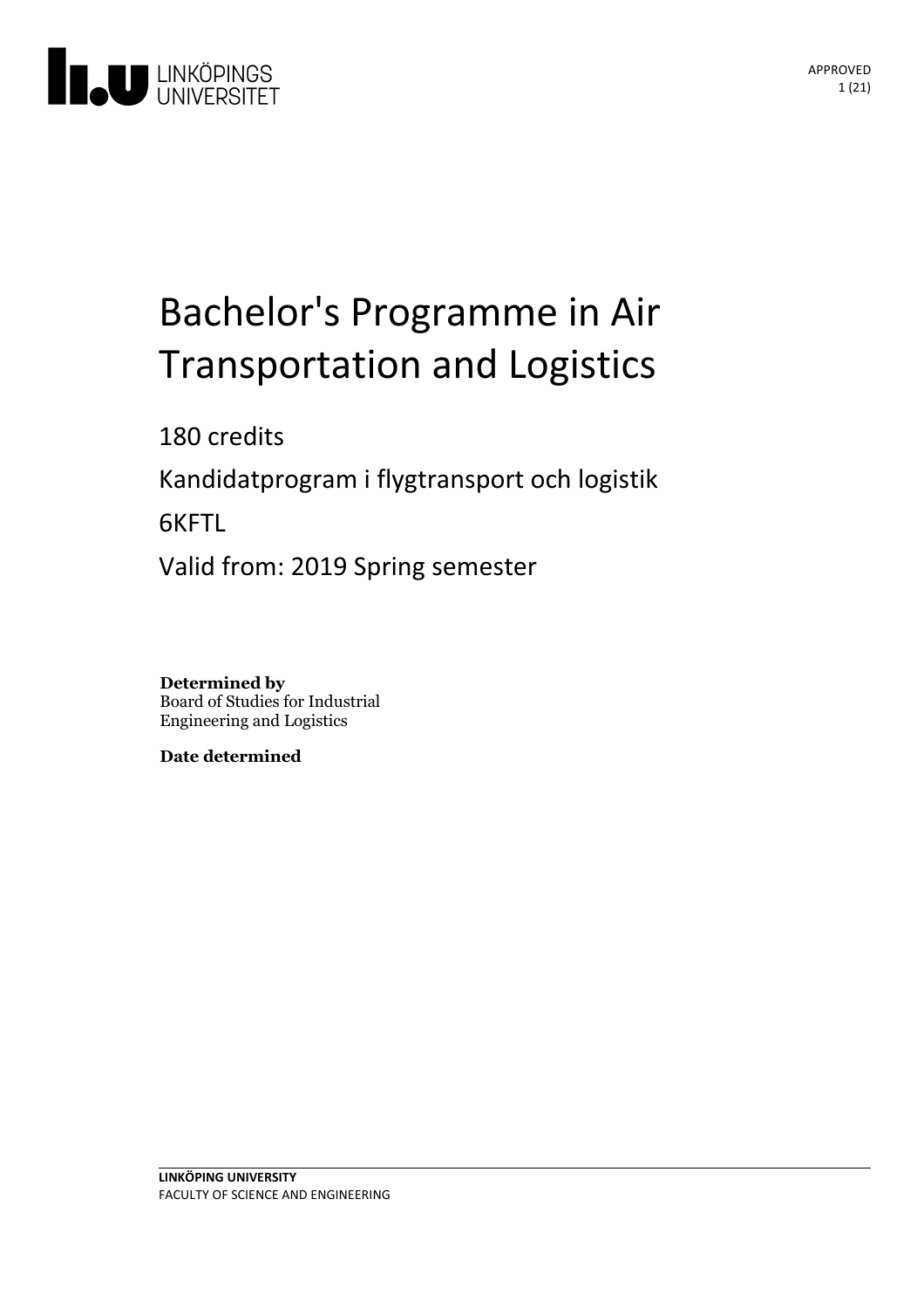# Bachelor's Programme in Air Transportation and Logistics

180 credits

Kandidatprogram i flygtransport och logistik

6KFTL

Valid from: 2019 Spring semester

**Determined by**
Board of Studies for Industrial Engineering and Logistics

**Date determined**

**LINKÖPING UNIVERSITY**
FACULTY OF SCIENCE AND ENGINEERING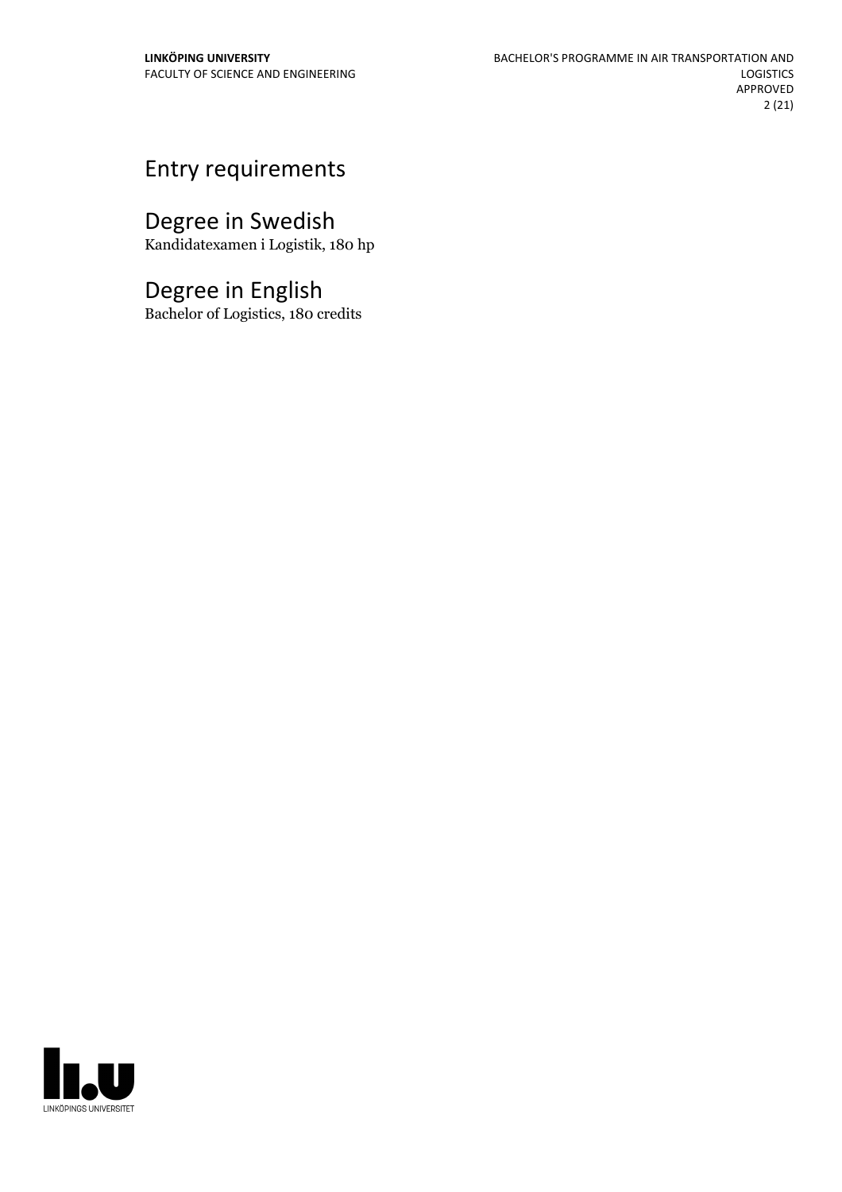## Entry requirements

## Degree in Swedish

Kandidatexamen i Logistik, 180 hp

## Degree in English

Bachelor of Logistics, 180 credits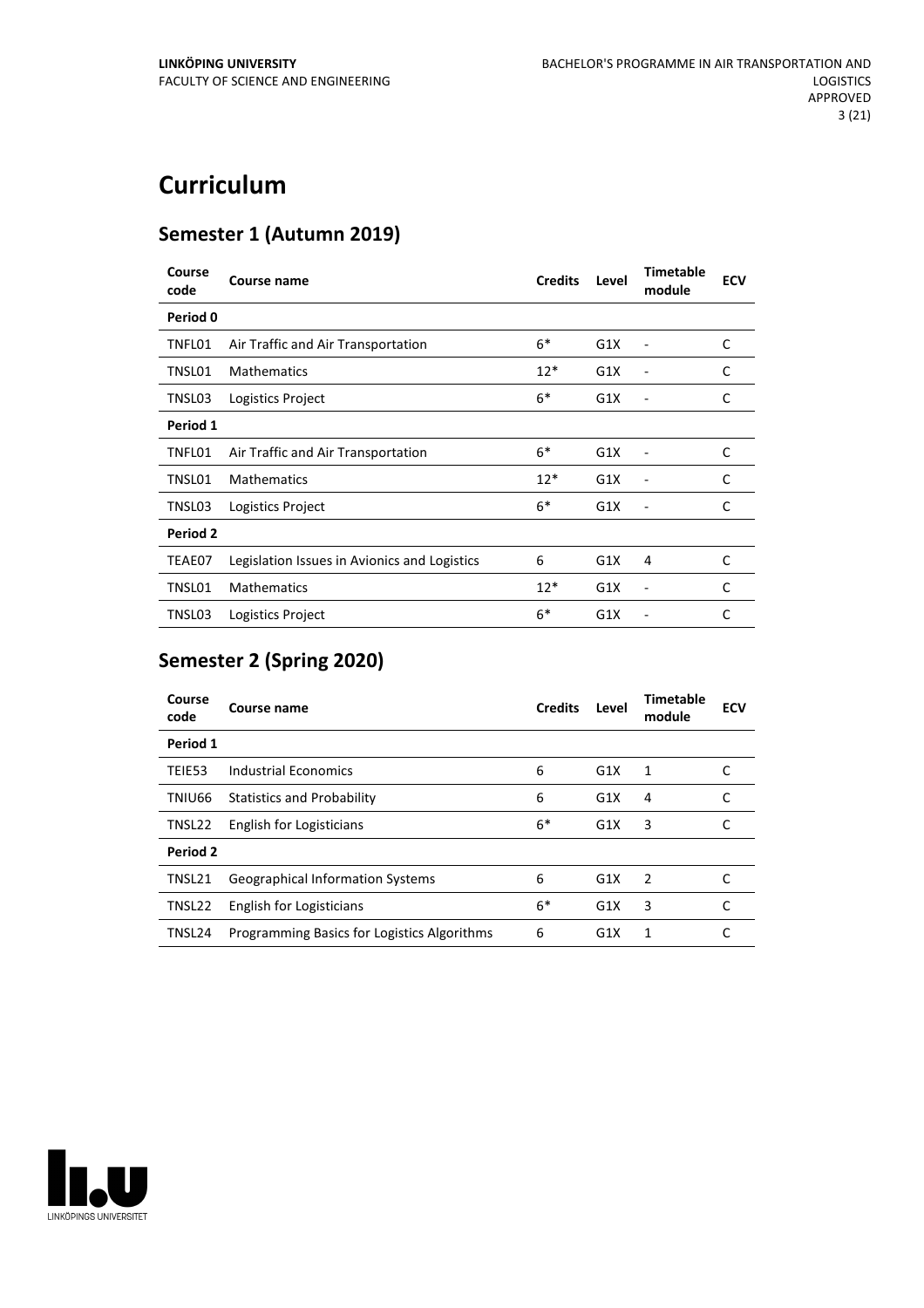# Curriculum

## Semester 1 (Autumn 2019)

| Course code | Course name | Credits | Level | Timetable module | ECV |
|---|---|---|---|---|---|
| **Period 0** | | | | | |
| TNFL01 | Air Traffic and Air Transportation | 6* | G1X | - | C |
| TNSL01 | Mathematics | 12* | G1X | - | C |
| TNSL03 | Logistics Project | 6* | G1X | - | C |
| **Period 1** | | | | | |
| TNFL01 | Air Traffic and Air Transportation | 6* | G1X | - | C |
| TNSL01 | Mathematics | 12* | G1X | - | C |
| TNSL03 | Logistics Project | 6* | G1X | - | C |
| **Period 2** | | | | | |
| TEAE07 | Legislation Issues in Avionics and Logistics | 6 | G1X | 4 | C |
| TNSL01 | Mathematics | 12* | G1X | - | C |
| TNSL03 | Logistics Project | 6* | G1X | - | C |

## Semester 2 (Spring 2020)

| Course code | Course name | Credits | Level | Timetable module | ECV |
|---|---|---|---|---|---|
| **Period 1** | | | | | |
| TEIE53 | Industrial Economics | 6 | G1X | 1 | C |
| TNIU66 | Statistics and Probability | 6 | G1X | 4 | C |
| TNSL22 | English for Logisticians | 6* | G1X | 3 | C |
| **Period 2** | | | | | |
| TNSL21 | Geographical Information Systems | 6 | G1X | 2 | C |
| TNSL22 | English for Logisticians | 6* | G1X | 3 | C |
| TNSL24 | Programming Basics for Logistics Algorithms | 6 | G1X | 1 | C |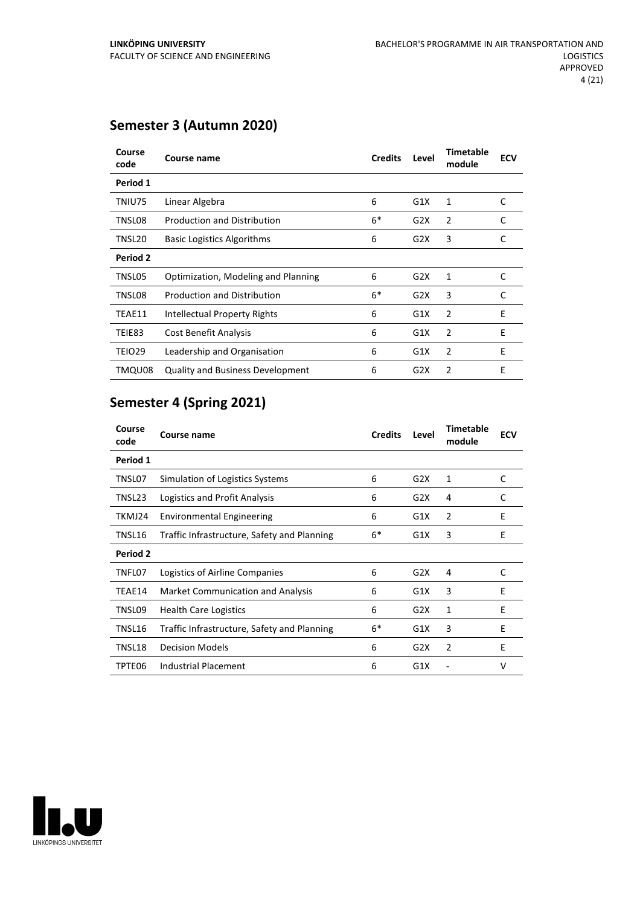## Semester 3 (Autumn 2020)

| Course code | Course name | Credits | Level | Timetable module | ECV |
|---|---|---|---|---|---|
| **Period 1** | | | | | |
| TNIU75 | Linear Algebra | 6 | G1X | 1 | C |
| TNSL08 | Production and Distribution | 6* | G2X | 2 | C |
| TNSL20 | Basic Logistics Algorithms | 6 | G2X | 3 | C |
| **Period 2** | | | | | |
| TNSL05 | Optimization, Modeling and Planning | 6 | G2X | 1 | C |
| TNSL08 | Production and Distribution | 6* | G2X | 3 | C |
| TEAE11 | Intellectual Property Rights | 6 | G1X | 2 | E |
| TEIE83 | Cost Benefit Analysis | 6 | G1X | 2 | E |
| TEIO29 | Leadership and Organisation | 6 | G1X | 2 | E |
| TMQU08 | Quality and Business Development | 6 | G2X | 2 | E |

## Semester 4 (Spring 2021)

| Course code | Course name | Credits | Level | Timetable module | ECV |
|---|---|---|---|---|---|
| **Period 1** | | | | | |
| TNSL07 | Simulation of Logistics Systems | 6 | G2X | 1 | C |
| TNSL23 | Logistics and Profit Analysis | 6 | G2X | 4 | C |
| TKMJ24 | Environmental Engineering | 6 | G1X | 2 | E |
| TNSL16 | Traffic Infrastructure, Safety and Planning | 6* | G1X | 3 | E |
| **Period 2** | | | | | |
| TNFL07 | Logistics of Airline Companies | 6 | G2X | 4 | C |
| TEAE14 | Market Communication and Analysis | 6 | G1X | 3 | E |
| TNSL09 | Health Care Logistics | 6 | G2X | 1 | E |
| TNSL16 | Traffic Infrastructure, Safety and Planning | 6* | G1X | 3 | E |
| TNSL18 | Decision Models | 6 | G2X | 2 | E |
| TPTE06 | Industrial Placement | 6 | G1X | - | V |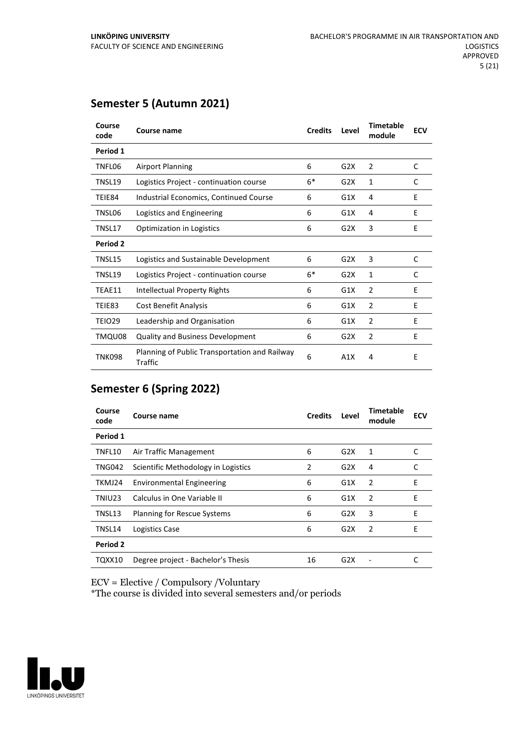## Semester 5 (Autumn 2021)

| Course code | Course name | Credits | Level | Timetable module | ECV |
|---|---|---|---|---|---|
| **Period 1** | | | | | |
| TNFL06 | Airport Planning | 6 | G2X | 2 | C |
| TNSL19 | Logistics Project - continuation course | 6* | G2X | 1 | C |
| TEIE84 | Industrial Economics, Continued Course | 6 | G1X | 4 | E |
| TNSL06 | Logistics and Engineering | 6 | G1X | 4 | E |
| TNSL17 | Optimization in Logistics | 6 | G2X | 3 | E |
| **Period 2** | | | | | |
| TNSL15 | Logistics and Sustainable Development | 6 | G2X | 3 | C |
| TNSL19 | Logistics Project - continuation course | 6* | G2X | 1 | C |
| TEAE11 | Intellectual Property Rights | 6 | G1X | 2 | E |
| TEIE83 | Cost Benefit Analysis | 6 | G1X | 2 | E |
| TEIO29 | Leadership and Organisation | 6 | G1X | 2 | E |
| TMQU08 | Quality and Business Development | 6 | G2X | 2 | E |
| TNK098 | Planning of Public Transportation and Railway Traffic | 6 | A1X | 4 | E |

## Semester 6 (Spring 2022)

| Course code | Course name | Credits | Level | Timetable module | ECV |
|---|---|---|---|---|---|
| **Period 1** | | | | | |
| TNFL10 | Air Traffic Management | 6 | G2X | 1 | C |
| TNG042 | Scientific Methodology in Logistics | 2 | G2X | 4 | C |
| TKMJ24 | Environmental Engineering | 6 | G1X | 2 | E |
| TNIU23 | Calculus in One Variable II | 6 | G1X | 2 | E |
| TNSL13 | Planning for Rescue Systems | 6 | G2X | 3 | E |
| TNSL14 | Logistics Case | 6 | G2X | 2 | E |
| **Period 2** | | | | | |
| TQXX10 | Degree project - Bachelor's Thesis | 16 | G2X | - | C |

ECV = Elective / Compulsory /Voluntary

*The course is divided into several semesters and/or periods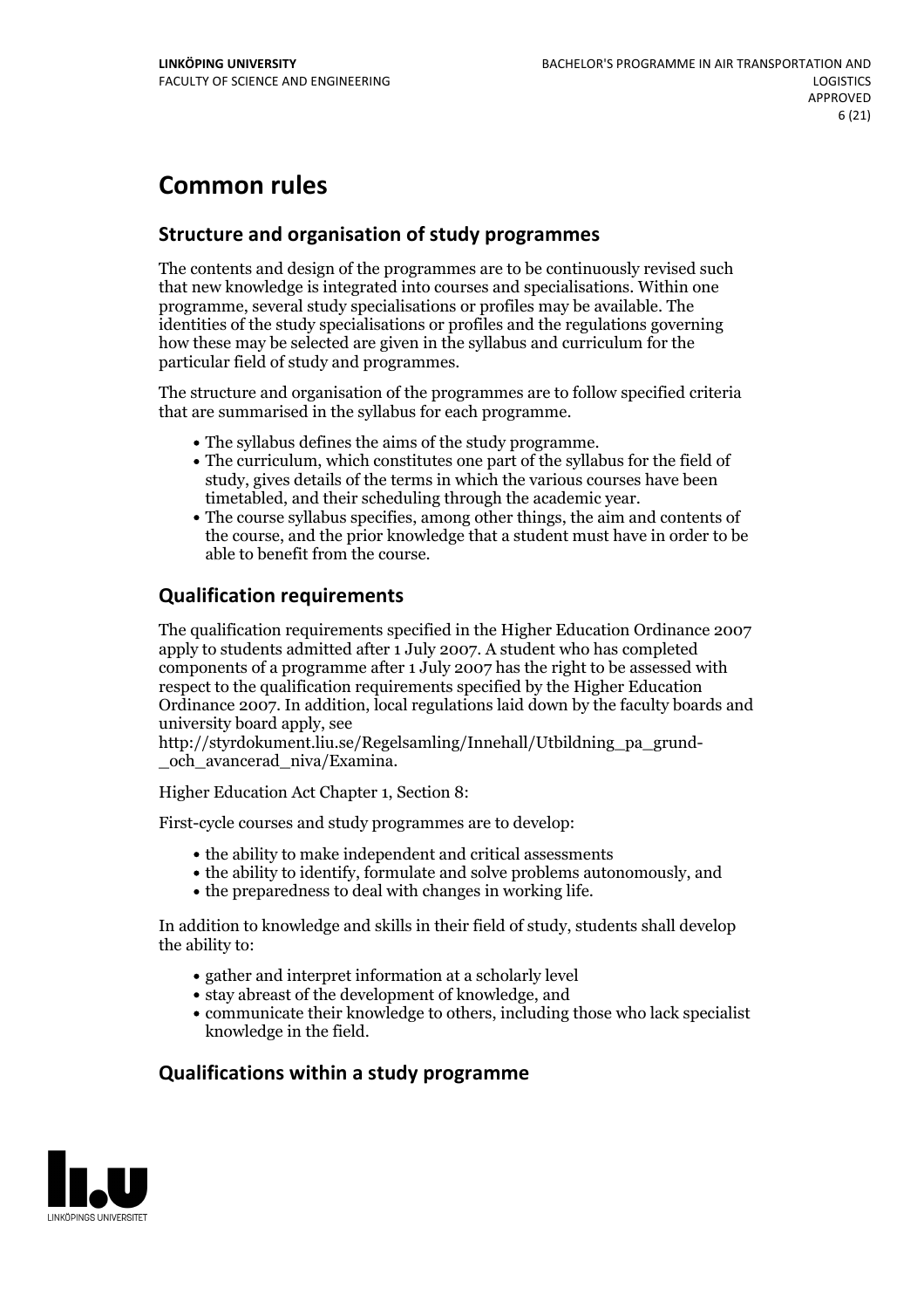# Common rules

## Structure and organisation of study programmes

The contents and design of the programmes are to be continuously revised such that new knowledge is integrated into courses and specialisations. Within one programme, several study specialisations or profiles may be available. The identities of the study specialisations or profiles and the regulations governing how these may be selected are given in the syllabus and curriculum for the particular field of study and programmes.

The structure and organisation of the programmes are to follow specified criteria that are summarised in the syllabus for each programme.

- The syllabus defines the aims of the study programme.
- The curriculum, which constitutes one part of the syllabus for the field of study, gives details of the terms in which the various courses have been timetabled, and their scheduling through the academic year.
- The course syllabus specifies, among other things, the aim and contents of the course, and the prior knowledge that a student must have in order to be able to benefit from the course.

## Qualification requirements

The qualification requirements specified in the Higher Education Ordinance 2007 apply to students admitted after 1 July 2007. A student who has completed components of a programme after 1 July 2007 has the right to be assessed with respect to the qualification requirements specified by the Higher Education Ordinance 2007. In addition, local regulations laid down by the faculty boards and university board apply, see http://styrdokument.liu.se/Regelsamling/Innehall/Utbildning_pa_grund-_och_avancerad_niva/Examina.

Higher Education Act Chapter 1, Section 8:

First-cycle courses and study programmes are to develop:

- the ability to make independent and critical assessments
- the ability to identify, formulate and solve problems autonomously, and
- the preparedness to deal with changes in working life.

In addition to knowledge and skills in their field of study, students shall develop the ability to:

- gather and interpret information at a scholarly level
- stay abreast of the development of knowledge, and
- communicate their knowledge to others, including those who lack specialist knowledge in the field.

## Qualifications within a study programme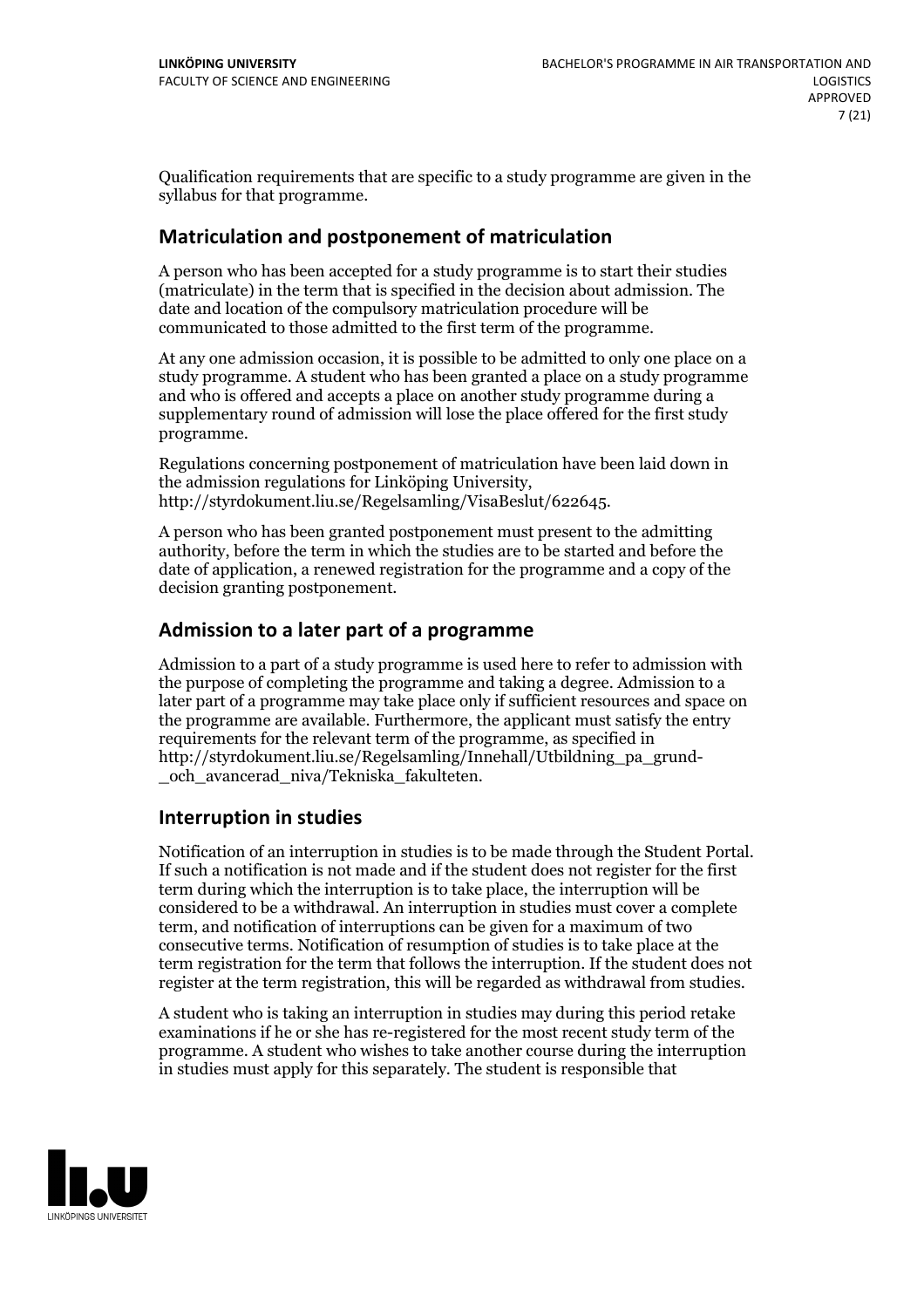Qualification requirements that are specific to a study programme are given in the syllabus for that programme.

## Matriculation and postponement of matriculation

A person who has been accepted for a study programme is to start their studies (matriculate) in the term that is specified in the decision about admission. The date and location of the compulsory matriculation procedure will be communicated to those admitted to the first term of the programme.

At any one admission occasion, it is possible to be admitted to only one place on a study programme. A student who has been granted a place on a study programme and who is offered and accepts a place on another study programme during a supplementary round of admission will lose the place offered for the first study programme.

Regulations concerning postponement of matriculation have been laid down in the admission regulations for Linköping University, http://styrdokument.liu.se/Regelsamling/VisaBeslut/622645.

A person who has been granted postponement must present to the admitting authority, before the term in which the studies are to be started and before the date of application, a renewed registration for the programme and a copy of the decision granting postponement.

## Admission to a later part of a programme

Admission to a part of a study programme is used here to refer to admission with the purpose of completing the programme and taking a degree. Admission to a later part of a programme may take place only if sufficient resources and space on the programme are available. Furthermore, the applicant must satisfy the entry requirements for the relevant term of the programme, as specified in http://styrdokument.liu.se/Regelsamling/Innehall/Utbildning_pa_grund-_och_avancerad_niva/Tekniska_fakulteten.

## Interruption in studies

Notification of an interruption in studies is to be made through the Student Portal. If such a notification is not made and if the student does not register for the first term during which the interruption is to take place, the interruption will be considered to be a withdrawal. An interruption in studies must cover a complete term, and notification of interruptions can be given for a maximum of two consecutive terms. Notification of resumption of studies is to take place at the term registration for the term that follows the interruption. If the student does not register at the term registration, this will be regarded as withdrawal from studies.

A student who is taking an interruption in studies may during this period retake examinations if he or she has re-registered for the most recent study term of the programme. A student who wishes to take another course during the interruption in studies must apply for this separately. The student is responsible that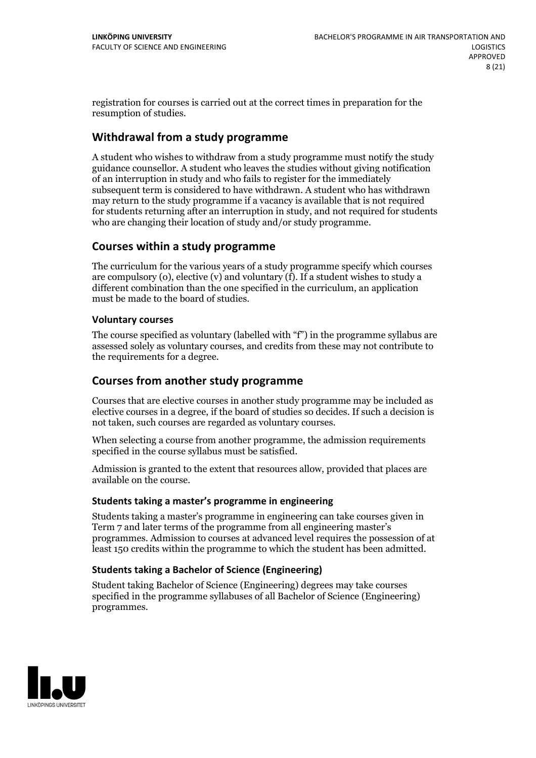registration for courses is carried out at the correct times in preparation for the resumption of studies.

## Withdrawal from a study programme

A student who wishes to withdraw from a study programme must notify the study guidance counsellor. A student who leaves the studies without giving notification of an interruption in study and who fails to register for the immediately subsequent term is considered to have withdrawn. A student who has withdrawn may return to the study programme if a vacancy is available that is not required for students returning after an interruption in study, and not required for students who are changing their location of study and/or study programme.

## Courses within a study programme

The curriculum for the various years of a study programme specify which courses are compulsory (o), elective (v) and voluntary (f). If a student wishes to study a different combination than the one specified in the curriculum, an application must be made to the board of studies.

### Voluntary courses

The course specified as voluntary (labelled with "f") in the programme syllabus are assessed solely as voluntary courses, and credits from these may not contribute to the requirements for a degree.

## Courses from another study programme

Courses that are elective courses in another study programme may be included as elective courses in a degree, if the board of studies so decides. If such a decision is not taken, such courses are regarded as voluntary courses.

When selecting a course from another programme, the admission requirements specified in the course syllabus must be satisfied.

Admission is granted to the extent that resources allow, provided that places are available on the course.

### Students taking a master's programme in engineering

Students taking a master's programme in engineering can take courses given in Term 7 and later terms of the programme from all engineering master's programmes. Admission to courses at advanced level requires the possession of at least 150 credits within the programme to which the student has been admitted.

### Students taking a Bachelor of Science (Engineering)

Student taking Bachelor of Science (Engineering) degrees may take courses specified in the programme syllabuses of all Bachelor of Science (Engineering) programmes.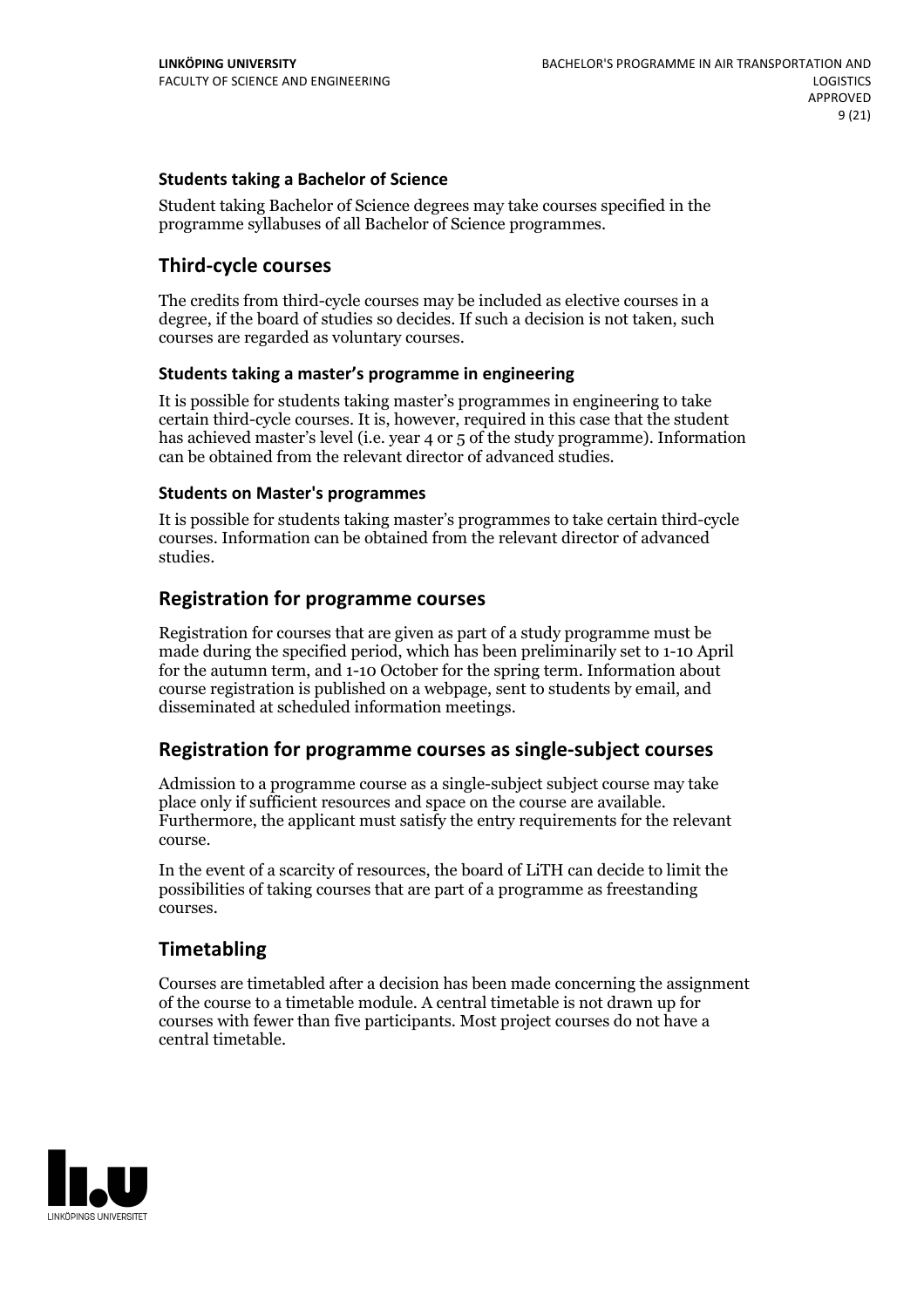#### Students taking a Bachelor of Science

Student taking Bachelor of Science degrees may take courses specified in the programme syllabuses of all Bachelor of Science programmes.

### Third-cycle courses

The credits from third-cycle courses may be included as elective courses in a degree, if the board of studies so decides. If such a decision is not taken, such courses are regarded as voluntary courses.

#### Students taking a master's programme in engineering

It is possible for students taking master's programmes in engineering to take certain third-cycle courses. It is, however, required in this case that the student has achieved master's level (i.e. year 4 or 5 of the study programme). Information can be obtained from the relevant director of advanced studies.

#### Students on Master's programmes

It is possible for students taking master's programmes to take certain third-cycle courses. Information can be obtained from the relevant director of advanced studies.

### Registration for programme courses

Registration for courses that are given as part of a study programme must be made during the specified period, which has been preliminarily set to 1-10 April for the autumn term, and 1-10 October for the spring term. Information about course registration is published on a webpage, sent to students by email, and disseminated at scheduled information meetings.

### Registration for programme courses as single-subject courses

Admission to a programme course as a single-subject subject course may take place only if sufficient resources and space on the course are available. Furthermore, the applicant must satisfy the entry requirements for the relevant course.

In the event of a scarcity of resources, the board of LiTH can decide to limit the possibilities of taking courses that are part of a programme as freestanding courses.

### Timetabling

Courses are timetabled after a decision has been made concerning the assignment of the course to a timetable module. A central timetable is not drawn up for courses with fewer than five participants. Most project courses do not have a central timetable.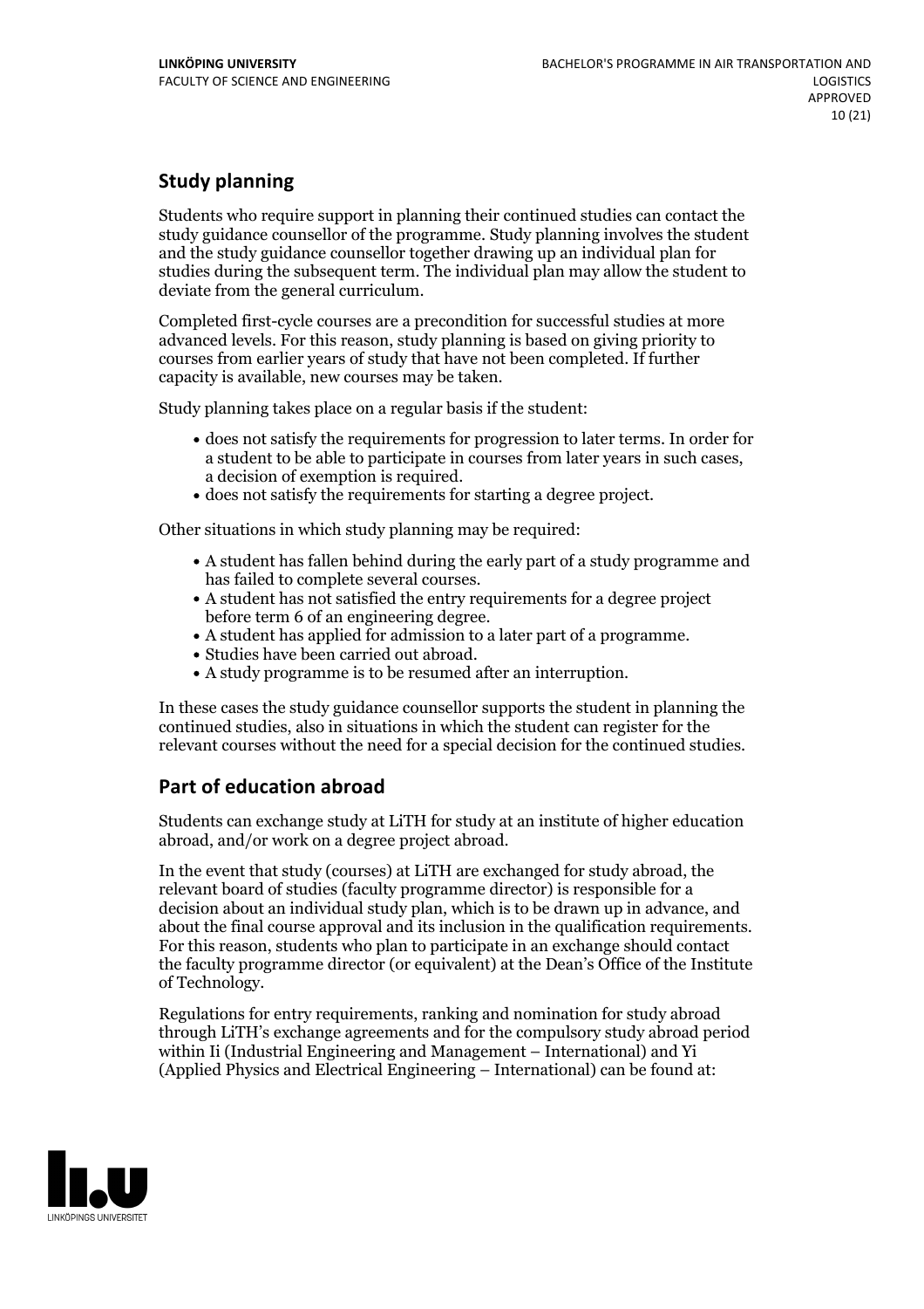## Study planning

Students who require support in planning their continued studies can contact the study guidance counsellor of the programme. Study planning involves the student and the study guidance counsellor together drawing up an individual plan for studies during the subsequent term. The individual plan may allow the student to deviate from the general curriculum.

Completed first-cycle courses are a precondition for successful studies at more advanced levels. For this reason, study planning is based on giving priority to courses from earlier years of study that have not been completed. If further capacity is available, new courses may be taken.

Study planning takes place on a regular basis if the student:

- does not satisfy the requirements for progression to later terms. In order for a student to be able to participate in courses from later years in such cases, a decision of exemption is required.
- does not satisfy the requirements for starting a degree project.

Other situations in which study planning may be required:

- A student has fallen behind during the early part of a study programme and has failed to complete several courses.
- A student has not satisfied the entry requirements for a degree project before term 6 of an engineering degree.
- A student has applied for admission to a later part of a programme.
- Studies have been carried out abroad.
- A study programme is to be resumed after an interruption.

In these cases the study guidance counsellor supports the student in planning the continued studies, also in situations in which the student can register for the relevant courses without the need for a special decision for the continued studies.

## Part of education abroad

Students can exchange study at LiTH for study at an institute of higher education abroad, and/or work on a degree project abroad.

In the event that study (courses) at LiTH are exchanged for study abroad, the relevant board of studies (faculty programme director) is responsible for a decision about an individual study plan, which is to be drawn up in advance, and about the final course approval and its inclusion in the qualification requirements. For this reason, students who plan to participate in an exchange should contact the faculty programme director (or equivalent) at the Dean's Office of the Institute of Technology.

Regulations for entry requirements, ranking and nomination for study abroad through LiTH's exchange agreements and for the compulsory study abroad period within Ii (Industrial Engineering and Management – International) and Yi (Applied Physics and Electrical Engineering – International) can be found at: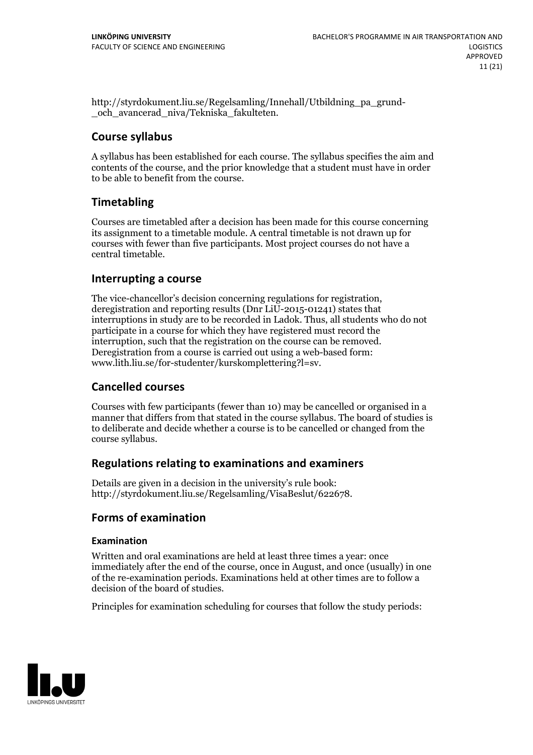http://styrdokument.liu.se/Regelsamling/Innehall/Utbildning_pa_grund-_och_avancerad_niva/Tekniska_fakulteten.

## Course syllabus

A syllabus has been established for each course. The syllabus specifies the aim and contents of the course, and the prior knowledge that a student must have in order to be able to benefit from the course.

## Timetabling

Courses are timetabled after a decision has been made for this course concerning its assignment to a timetable module. A central timetable is not drawn up for courses with fewer than five participants. Most project courses do not have a central timetable.

## Interrupting a course

The vice-chancellor's decision concerning regulations for registration, deregistration and reporting results (Dnr LiU-2015-01241) states that interruptions in study are to be recorded in Ladok. Thus, all students who do not participate in a course for which they have registered must record the interruption, such that the registration on the course can be removed. Deregistration from a course is carried out using a web-based form: www.lith.liu.se/for-studenter/kurskomplettering?l=sv.

## Cancelled courses

Courses with few participants (fewer than 10) may be cancelled or organised in a manner that differs from that stated in the course syllabus. The board of studies is to deliberate and decide whether a course is to be cancelled or changed from the course syllabus.

## Regulations relating to examinations and examiners

Details are given in a decision in the university's rule book: http://styrdokument.liu.se/Regelsamling/VisaBeslut/622678.

## Forms of examination

### Examination

Written and oral examinations are held at least three times a year: once immediately after the end of the course, once in August, and once (usually) in one of the re-examination periods. Examinations held at other times are to follow a decision of the board of studies.

Principles for examination scheduling for courses that follow the study periods: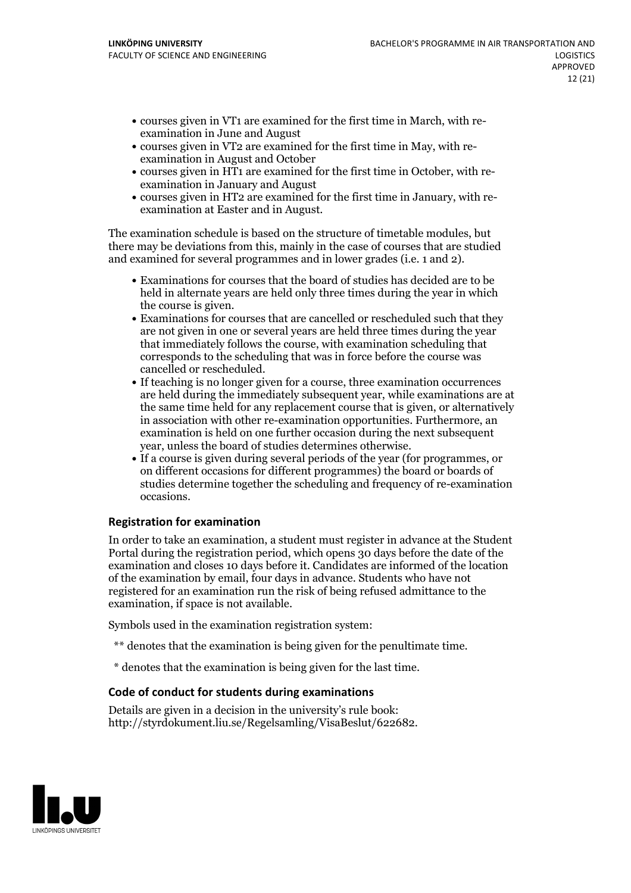- courses given in VT1 are examined for the first time in March, with re-examination in June and August
- courses given in VT2 are examined for the first time in May, with re-examination in August and October
- courses given in HT1 are examined for the first time in October, with re-examination in January and August
- courses given in HT2 are examined for the first time in January, with re-examination at Easter and in August.

The examination schedule is based on the structure of timetable modules, but there may be deviations from this, mainly in the case of courses that are studied and examined for several programmes and in lower grades (i.e. 1 and 2).

- Examinations for courses that the board of studies has decided are to be held in alternate years are held only three times during the year in which the course is given.
- Examinations for courses that are cancelled or rescheduled such that they are not given in one or several years are held three times during the year that immediately follows the course, with examination scheduling that corresponds to the scheduling that was in force before the course was cancelled or rescheduled.
- If teaching is no longer given for a course, three examination occurrences are held during the immediately subsequent year, while examinations are at the same time held for any replacement course that is given, or alternatively in association with other re-examination opportunities. Furthermore, an examination is held on one further occasion during the next subsequent year, unless the board of studies determines otherwise.
- If a course is given during several periods of the year (for programmes, or on different occasions for different programmes) the board or boards of studies determine together the scheduling and frequency of re-examination occasions.

### Registration for examination

In order to take an examination, a student must register in advance at the Student Portal during the registration period, which opens 30 days before the date of the examination and closes 10 days before it. Candidates are informed of the location of the examination by email, four days in advance. Students who have not registered for an examination run the risk of being refused admittance to the examination, if space is not available.

Symbols used in the examination registration system:

** denotes that the examination is being given for the penultimate time.

* denotes that the examination is being given for the last time.

### Code of conduct for students during examinations

Details are given in a decision in the university's rule book: http://styrdokument.liu.se/Regelsamling/VisaBeslut/622682.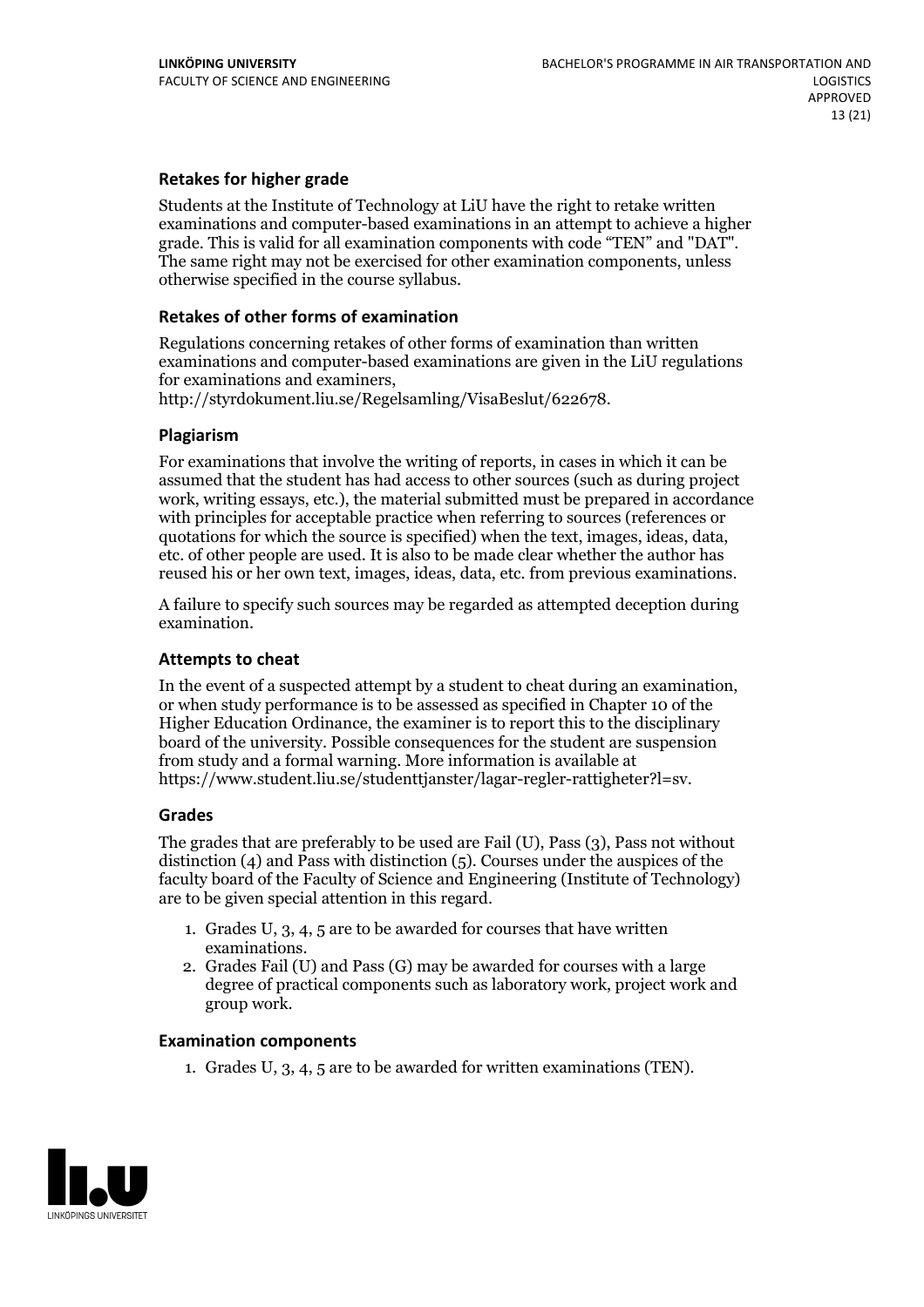### Retakes for higher grade

Students at the Institute of Technology at LiU have the right to retake written examinations and computer-based examinations in an attempt to achieve a higher grade. This is valid for all examination components with code "TEN" and "DAT". The same right may not be exercised for other examination components, unless otherwise specified in the course syllabus.

### Retakes of other forms of examination

Regulations concerning retakes of other forms of examination than written examinations and computer-based examinations are given in the LiU regulations for examinations and examiners, http://styrdokument.liu.se/Regelsamling/VisaBeslut/622678.

### Plagiarism

For examinations that involve the writing of reports, in cases in which it can be assumed that the student has had access to other sources (such as during project work, writing essays, etc.), the material submitted must be prepared in accordance with principles for acceptable practice when referring to sources (references or quotations for which the source is specified) when the text, images, ideas, data, etc. of other people are used. It is also to be made clear whether the author has reused his or her own text, images, ideas, data, etc. from previous examinations.

A failure to specify such sources may be regarded as attempted deception during examination.

### Attempts to cheat

In the event of a suspected attempt by a student to cheat during an examination, or when study performance is to be assessed as specified in Chapter 10 of the Higher Education Ordinance, the examiner is to report this to the disciplinary board of the university. Possible consequences for the student are suspension from study and a formal warning. More information is available at https://www.student.liu.se/studenttjanster/lagar-regler-rattigheter?l=sv.

### Grades

The grades that are preferably to be used are Fail (U), Pass (3), Pass not without distinction (4) and Pass with distinction (5). Courses under the auspices of the faculty board of the Faculty of Science and Engineering (Institute of Technology) are to be given special attention in this regard.

1. Grades U, 3, 4, 5 are to be awarded for courses that have written examinations.
2. Grades Fail (U) and Pass (G) may be awarded for courses with a large degree of practical components such as laboratory work, project work and group work.

### Examination components

1. Grades U, 3, 4, 5 are to be awarded for written examinations (TEN).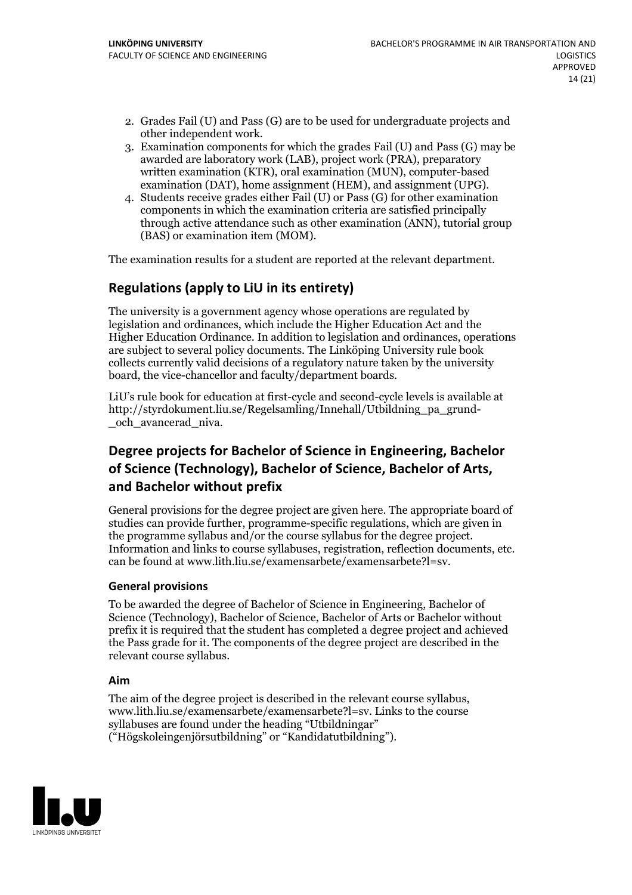2. Grades Fail (U) and Pass (G) are to be used for undergraduate projects and other independent work.
3. Examination components for which the grades Fail (U) and Pass (G) may be awarded are laboratory work (LAB), project work (PRA), preparatory written examination (KTR), oral examination (MUN), computer-based examination (DAT), home assignment (HEM), and assignment (UPG).
4. Students receive grades either Fail (U) or Pass (G) for other examination components in which the examination criteria are satisfied principally through active attendance such as other examination (ANN), tutorial group (BAS) or examination item (MOM).

The examination results for a student are reported at the relevant department.

## Regulations (apply to LiU in its entirety)

The university is a government agency whose operations are regulated by legislation and ordinances, which include the Higher Education Act and the Higher Education Ordinance. In addition to legislation and ordinances, operations are subject to several policy documents. The Linköping University rule book collects currently valid decisions of a regulatory nature taken by the university board, the vice-chancellor and faculty/department boards.

LiU's rule book for education at first-cycle and second-cycle levels is available at http://styrdokument.liu.se/Regelsamling/Innehall/Utbildning_pa_grund-_och_avancerad_niva.

## Degree projects for Bachelor of Science in Engineering, Bachelor of Science (Technology), Bachelor of Science, Bachelor of Arts, and Bachelor without prefix

General provisions for the degree project are given here. The appropriate board of studies can provide further, programme-specific regulations, which are given in the programme syllabus and/or the course syllabus for the degree project. Information and links to course syllabuses, registration, reflection documents, etc. can be found at www.lith.liu.se/examensarbete/examensarbete?l=sv.

### General provisions

To be awarded the degree of Bachelor of Science in Engineering, Bachelor of Science (Technology), Bachelor of Science, Bachelor of Arts or Bachelor without prefix it is required that the student has completed a degree project and achieved the Pass grade for it. The components of the degree project are described in the relevant course syllabus.

### Aim

The aim of the degree project is described in the relevant course syllabus, www.lith.liu.se/examensarbete/examensarbete?l=sv. Links to the course syllabuses are found under the heading "Utbildningar" ("Högskoleingenjörsutbildning" or "Kandidatutbildning").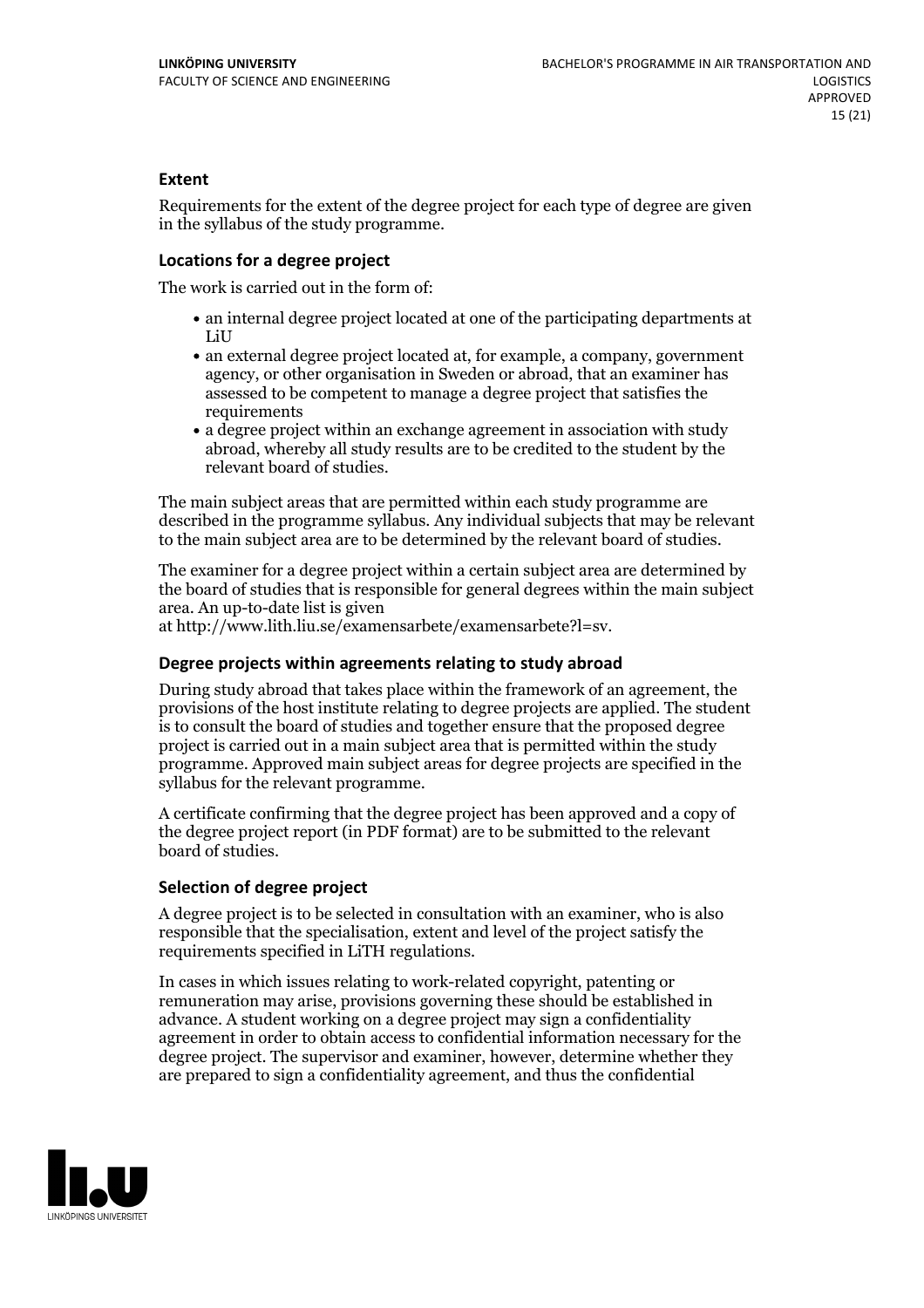### Extent

Requirements for the extent of the degree project for each type of degree are given in the syllabus of the study programme.

### Locations for a degree project

The work is carried out in the form of:

- an internal degree project located at one of the participating departments at LiU
- an external degree project located at, for example, a company, government agency, or other organisation in Sweden or abroad, that an examiner has assessed to be competent to manage a degree project that satisfies the requirements
- a degree project within an exchange agreement in association with study abroad, whereby all study results are to be credited to the student by the relevant board of studies.

The main subject areas that are permitted within each study programme are described in the programme syllabus. Any individual subjects that may be relevant to the main subject area are to be determined by the relevant board of studies.

The examiner for a degree project within a certain subject area are determined by the board of studies that is responsible for general degrees within the main subject area. An up-to-date list is given at http://www.lith.liu.se/examensarbete/examensarbete?l=sv.

### Degree projects within agreements relating to study abroad

During study abroad that takes place within the framework of an agreement, the provisions of the host institute relating to degree projects are applied. The student is to consult the board of studies and together ensure that the proposed degree project is carried out in a main subject area that is permitted within the study programme. Approved main subject areas for degree projects are specified in the syllabus for the relevant programme.

A certificate confirming that the degree project has been approved and a copy of the degree project report (in PDF format) are to be submitted to the relevant board of studies.

### Selection of degree project

A degree project is to be selected in consultation with an examiner, who is also responsible that the specialisation, extent and level of the project satisfy the requirements specified in LiTH regulations.

In cases in which issues relating to work-related copyright, patenting or remuneration may arise, provisions governing these should be established in advance. A student working on a degree project may sign a confidentiality agreement in order to obtain access to confidential information necessary for the degree project. The supervisor and examiner, however, determine whether they are prepared to sign a confidentiality agreement, and thus the confidential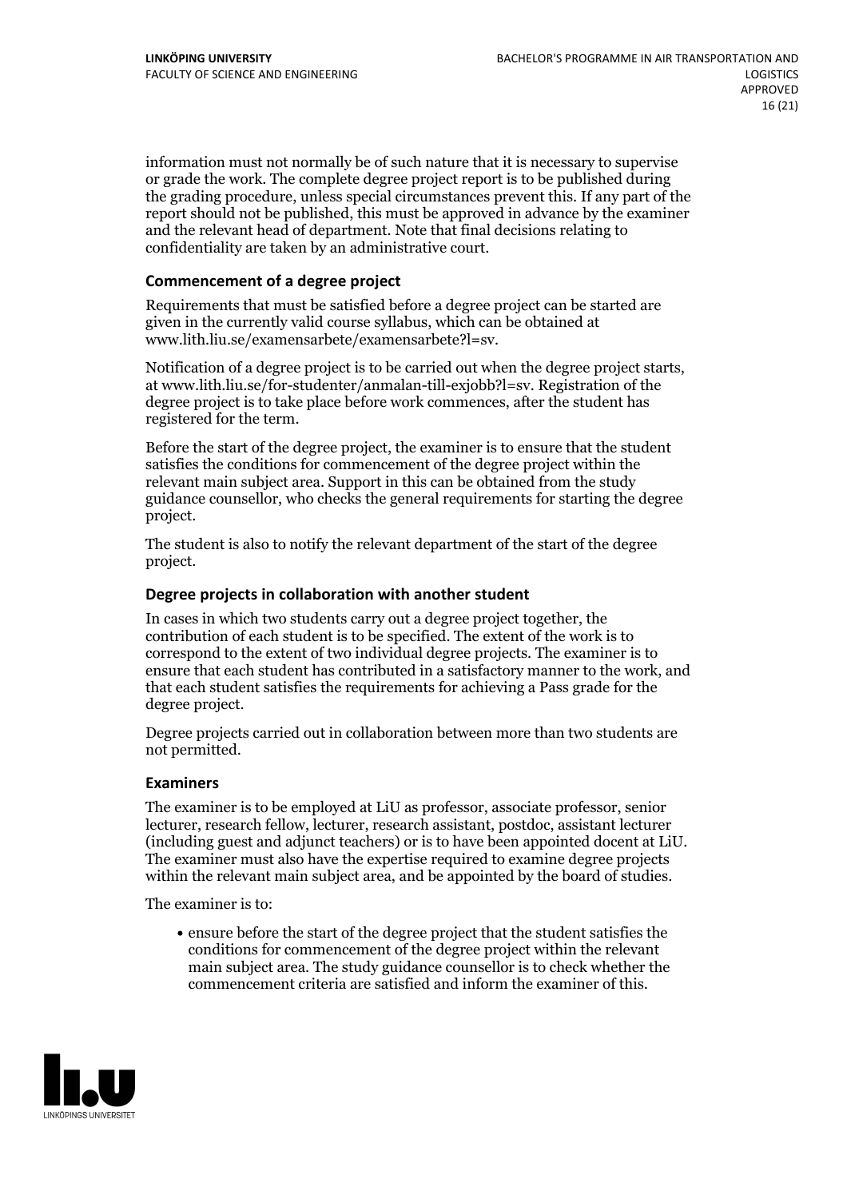information must not normally be of such nature that it is necessary to supervise or grade the work. The complete degree project report is to be published during the grading procedure, unless special circumstances prevent this. If any part of the report should not be published, this must be approved in advance by the examiner and the relevant head of department. Note that final decisions relating to confidentiality are taken by an administrative court.

### Commencement of a degree project

Requirements that must be satisfied before a degree project can be started are given in the currently valid course syllabus, which can be obtained at www.lith.liu.se/examensarbete/examensarbete?l=sv.

Notification of a degree project is to be carried out when the degree project starts, at www.lith.liu.se/for-studenter/anmalan-till-exjobb?l=sv. Registration of the degree project is to take place before work commences, after the student has registered for the term.

Before the start of the degree project, the examiner is to ensure that the student satisfies the conditions for commencement of the degree project within the relevant main subject area. Support in this can be obtained from the study guidance counsellor, who checks the general requirements for starting the degree project.

The student is also to notify the relevant department of the start of the degree project.

### Degree projects in collaboration with another student

In cases in which two students carry out a degree project together, the contribution of each student is to be specified. The extent of the work is to correspond to the extent of two individual degree projects. The examiner is to ensure that each student has contributed in a satisfactory manner to the work, and that each student satisfies the requirements for achieving a Pass grade for the degree project.

Degree projects carried out in collaboration between more than two students are not permitted.

### Examiners

The examiner is to be employed at LiU as professor, associate professor, senior lecturer, research fellow, lecturer, research assistant, postdoc, assistant lecturer (including guest and adjunct teachers) or is to have been appointed docent at LiU. The examiner must also have the expertise required to examine degree projects within the relevant main subject area, and be appointed by the board of studies.

The examiner is to:

- ensure before the start of the degree project that the student satisfies the conditions for commencement of the degree project within the relevant main subject area. The study guidance counsellor is to check whether the commencement criteria are satisfied and inform the examiner of this.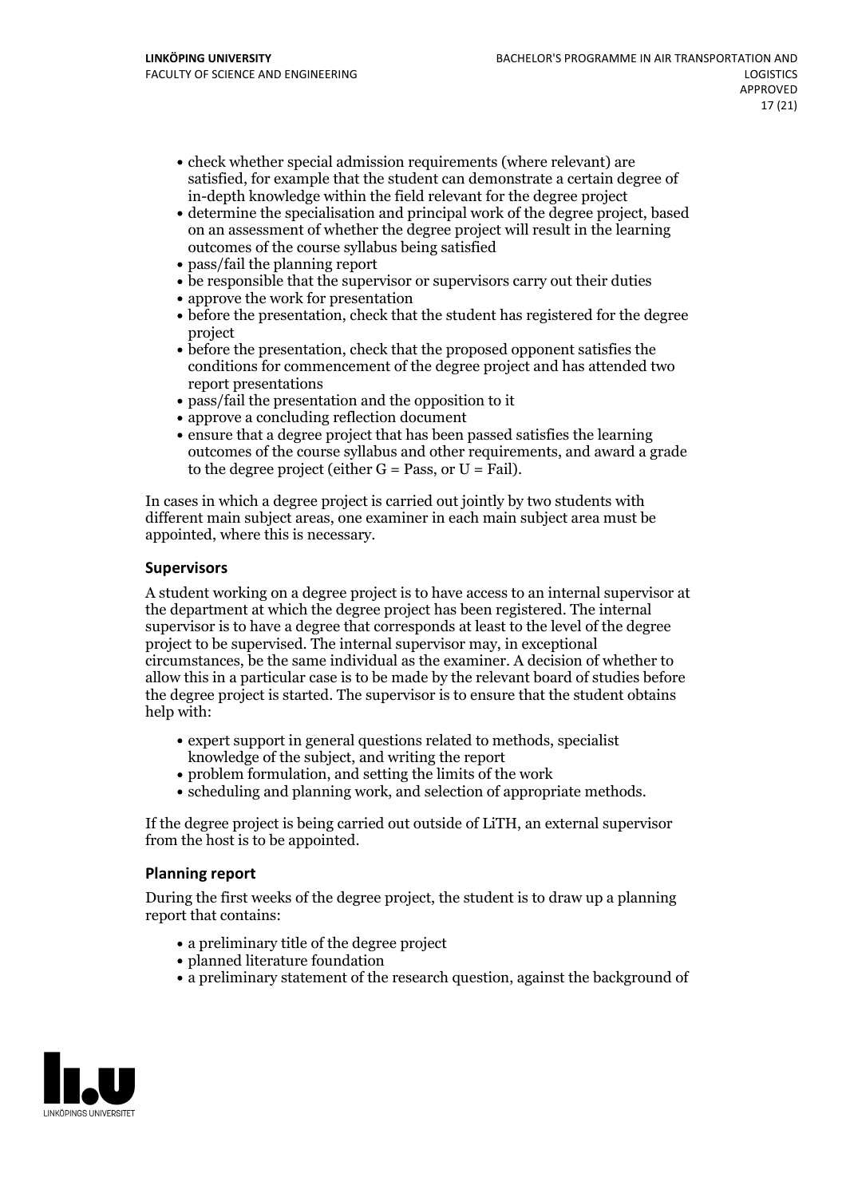- check whether special admission requirements (where relevant) are satisfied, for example that the student can demonstrate a certain degree of in-depth knowledge within the field relevant for the degree project
- determine the specialisation and principal work of the degree project, based on an assessment of whether the degree project will result in the learning outcomes of the course syllabus being satisfied
- pass/fail the planning report
- be responsible that the supervisor or supervisors carry out their duties
- approve the work for presentation
- before the presentation, check that the student has registered for the degree project
- before the presentation, check that the proposed opponent satisfies the conditions for commencement of the degree project and has attended two report presentations
- pass/fail the presentation and the opposition to it
- approve a concluding reflection document
- ensure that a degree project that has been passed satisfies the learning outcomes of the course syllabus and other requirements, and award a grade to the degree project (either G = Pass, or U = Fail).

In cases in which a degree project is carried out jointly by two students with different main subject areas, one examiner in each main subject area must be appointed, where this is necessary.

### Supervisors

A student working on a degree project is to have access to an internal supervisor at the department at which the degree project has been registered. The internal supervisor is to have a degree that corresponds at least to the level of the degree project to be supervised. The internal supervisor may, in exceptional circumstances, be the same individual as the examiner. A decision of whether to allow this in a particular case is to be made by the relevant board of studies before the degree project is started. The supervisor is to ensure that the student obtains help with:

- expert support in general questions related to methods, specialist knowledge of the subject, and writing the report
- problem formulation, and setting the limits of the work
- scheduling and planning work, and selection of appropriate methods.

If the degree project is being carried out outside of LiTH, an external supervisor from the host is to be appointed.

### Planning report

During the first weeks of the degree project, the student is to draw up a planning report that contains:

- a preliminary title of the degree project
- planned literature foundation
- a preliminary statement of the research question, against the background of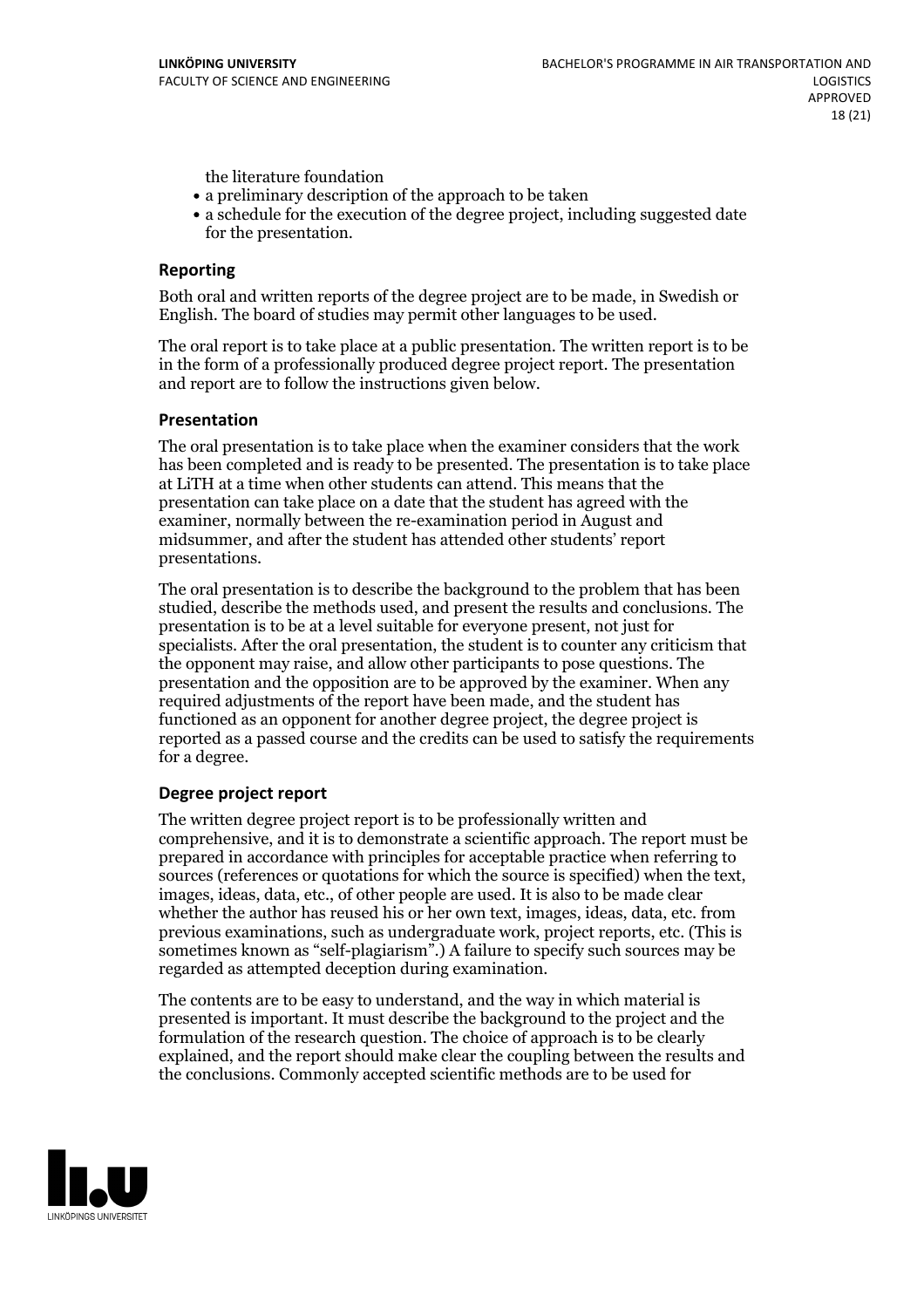the literature foundation
- a preliminary description of the approach to be taken
- a schedule for the execution of the degree project, including suggested date for the presentation.

### Reporting

Both oral and written reports of the degree project are to be made, in Swedish or English. The board of studies may permit other languages to be used.

The oral report is to take place at a public presentation. The written report is to be in the form of a professionally produced degree project report. The presentation and report are to follow the instructions given below.

### Presentation

The oral presentation is to take place when the examiner considers that the work has been completed and is ready to be presented. The presentation is to take place at LiTH at a time when other students can attend. This means that the presentation can take place on a date that the student has agreed with the examiner, normally between the re-examination period in August and midsummer, and after the student has attended other students' report presentations.

The oral presentation is to describe the background to the problem that has been studied, describe the methods used, and present the results and conclusions. The presentation is to be at a level suitable for everyone present, not just for specialists. After the oral presentation, the student is to counter any criticism that the opponent may raise, and allow other participants to pose questions. The presentation and the opposition are to be approved by the examiner. When any required adjustments of the report have been made, and the student has functioned as an opponent for another degree project, the degree project is reported as a passed course and the credits can be used to satisfy the requirements for a degree.

### Degree project report

The written degree project report is to be professionally written and comprehensive, and it is to demonstrate a scientific approach. The report must be prepared in accordance with principles for acceptable practice when referring to sources (references or quotations for which the source is specified) when the text, images, ideas, data, etc., of other people are used. It is also to be made clear whether the author has reused his or her own text, images, ideas, data, etc. from previous examinations, such as undergraduate work, project reports, etc. (This is sometimes known as "self-plagiarism".) A failure to specify such sources may be regarded as attempted deception during examination.

The contents are to be easy to understand, and the way in which material is presented is important. It must describe the background to the project and the formulation of the research question. The choice of approach is to be clearly explained, and the report should make clear the coupling between the results and the conclusions. Commonly accepted scientific methods are to be used for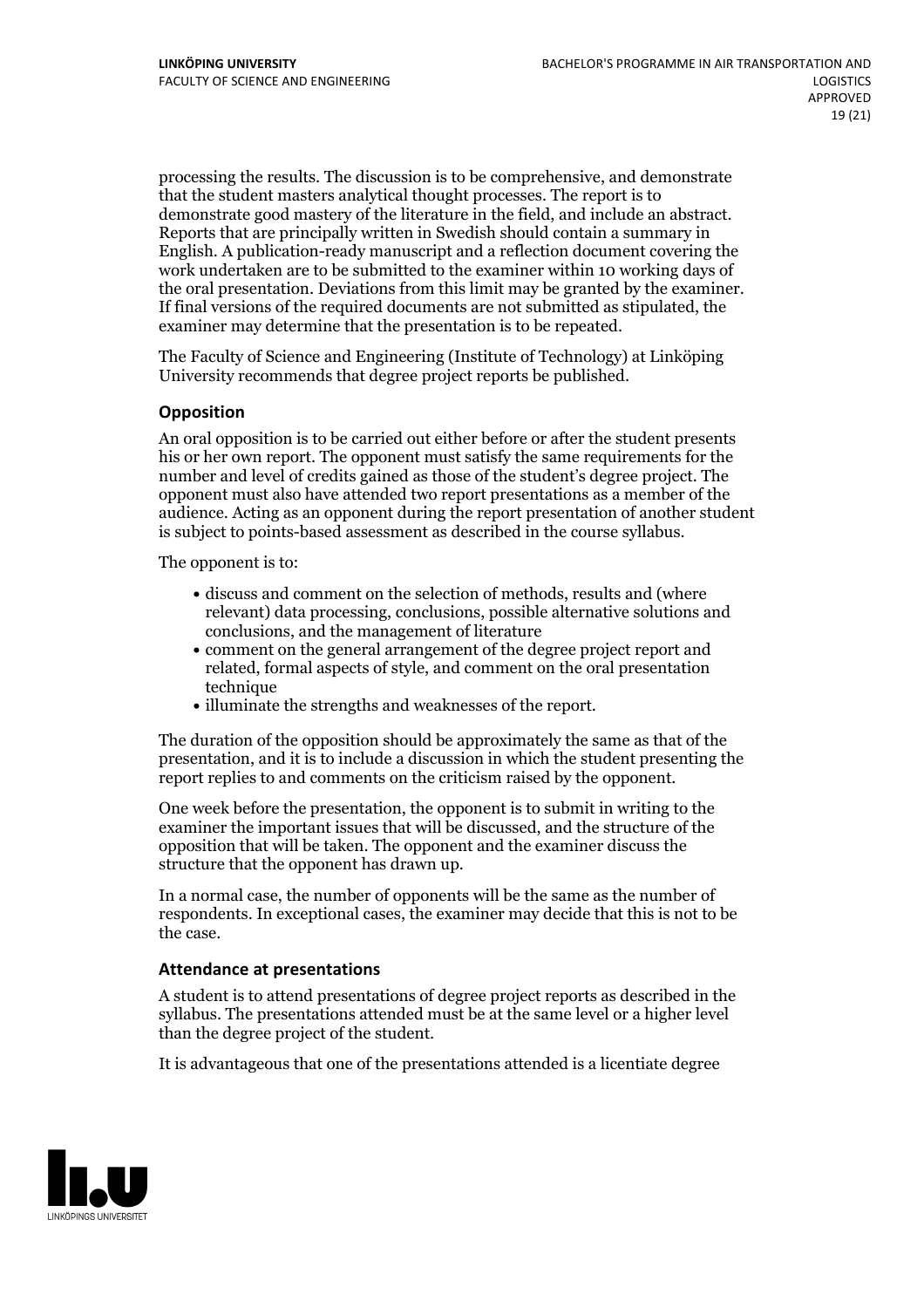processing the results. The discussion is to be comprehensive, and demonstrate that the student masters analytical thought processes. The report is to demonstrate good mastery of the literature in the field, and include an abstract. Reports that are principally written in Swedish should contain a summary in English. A publication-ready manuscript and a reflection document covering the work undertaken are to be submitted to the examiner within 10 working days of the oral presentation. Deviations from this limit may be granted by the examiner. If final versions of the required documents are not submitted as stipulated, the examiner may determine that the presentation is to be repeated.

The Faculty of Science and Engineering (Institute of Technology) at Linköping University recommends that degree project reports be published.

### Opposition

An oral opposition is to be carried out either before or after the student presents his or her own report. The opponent must satisfy the same requirements for the number and level of credits gained as those of the student's degree project. The opponent must also have attended two report presentations as a member of the audience. Acting as an opponent during the report presentation of another student is subject to points-based assessment as described in the course syllabus.

The opponent is to:

- discuss and comment on the selection of methods, results and (where relevant) data processing, conclusions, possible alternative solutions and conclusions, and the management of literature
- comment on the general arrangement of the degree project report and related, formal aspects of style, and comment on the oral presentation technique
- illuminate the strengths and weaknesses of the report.

The duration of the opposition should be approximately the same as that of the presentation, and it is to include a discussion in which the student presenting the report replies to and comments on the criticism raised by the opponent.

One week before the presentation, the opponent is to submit in writing to the examiner the important issues that will be discussed, and the structure of the opposition that will be taken. The opponent and the examiner discuss the structure that the opponent has drawn up.

In a normal case, the number of opponents will be the same as the number of respondents. In exceptional cases, the examiner may decide that this is not to be the case.

### Attendance at presentations

A student is to attend presentations of degree project reports as described in the syllabus. The presentations attended must be at the same level or a higher level than the degree project of the student.

It is advantageous that one of the presentations attended is a licentiate degree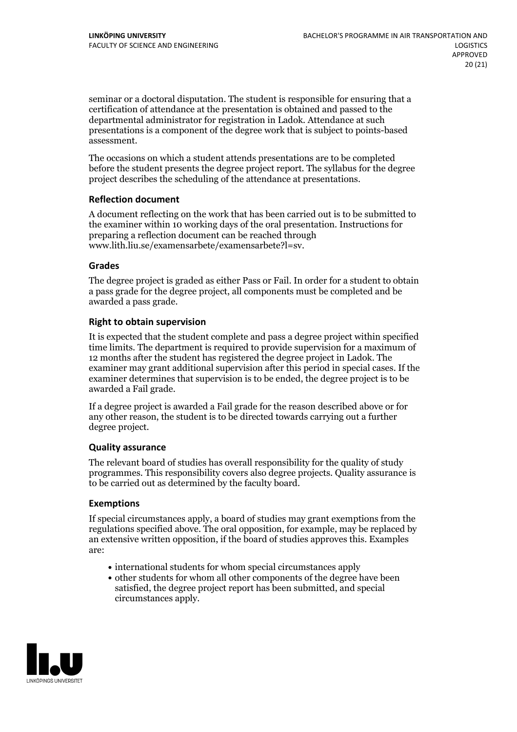seminar or a doctoral disputation. The student is responsible for ensuring that a certification of attendance at the presentation is obtained and passed to the departmental administrator for registration in Ladok. Attendance at such presentations is a component of the degree work that is subject to points-based assessment.

The occasions on which a student attends presentations are to be completed before the student presents the degree project report. The syllabus for the degree project describes the scheduling of the attendance at presentations.

### Reflection document

A document reflecting on the work that has been carried out is to be submitted to the examiner within 10 working days of the oral presentation. Instructions for preparing a reflection document can be reached through www.lith.liu.se/examensarbete/examensarbete?l=sv.

### Grades

The degree project is graded as either Pass or Fail. In order for a student to obtain a pass grade for the degree project, all components must be completed and be awarded a pass grade.

### Right to obtain supervision

It is expected that the student complete and pass a degree project within specified time limits. The department is required to provide supervision for a maximum of 12 months after the student has registered the degree project in Ladok. The examiner may grant additional supervision after this period in special cases. If the examiner determines that supervision is to be ended, the degree project is to be awarded a Fail grade.

If a degree project is awarded a Fail grade for the reason described above or for any other reason, the student is to be directed towards carrying out a further degree project.

### Quality assurance

The relevant board of studies has overall responsibility for the quality of study programmes. This responsibility covers also degree projects. Quality assurance is to be carried out as determined by the faculty board.

### Exemptions

If special circumstances apply, a board of studies may grant exemptions from the regulations specified above. The oral opposition, for example, may be replaced by an extensive written opposition, if the board of studies approves this. Examples are:

- international students for whom special circumstances apply
- other students for whom all other components of the degree have been satisfied, the degree project report has been submitted, and special circumstances apply.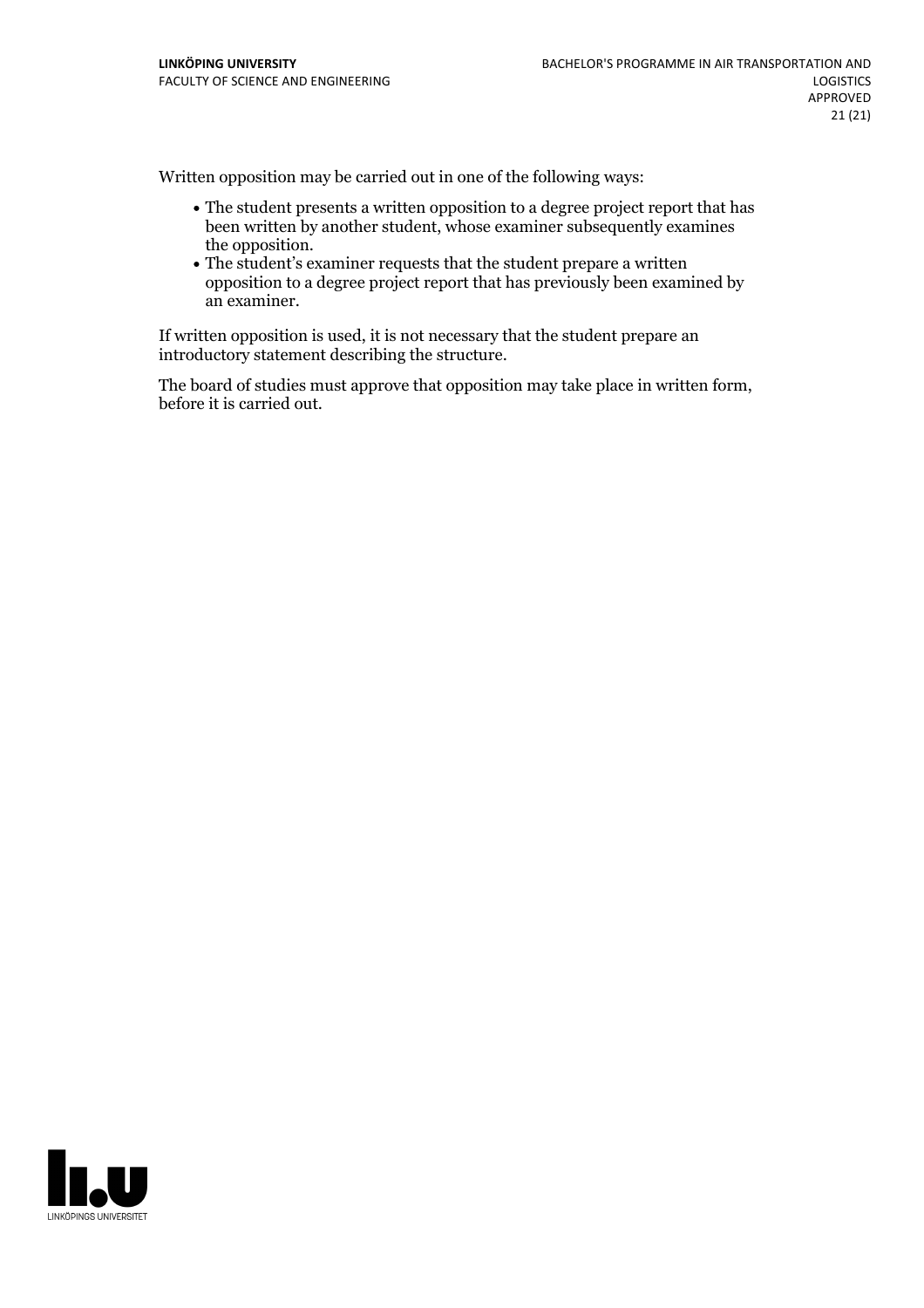Written opposition may be carried out in one of the following ways:

- The student presents a written opposition to a degree project report that has been written by another student, whose examiner subsequently examines the opposition.
- The student's examiner requests that the student prepare a written opposition to a degree project report that has previously been examined by an examiner.

If written opposition is used, it is not necessary that the student prepare an introductory statement describing the structure.

The board of studies must approve that opposition may take place in written form, before it is carried out.